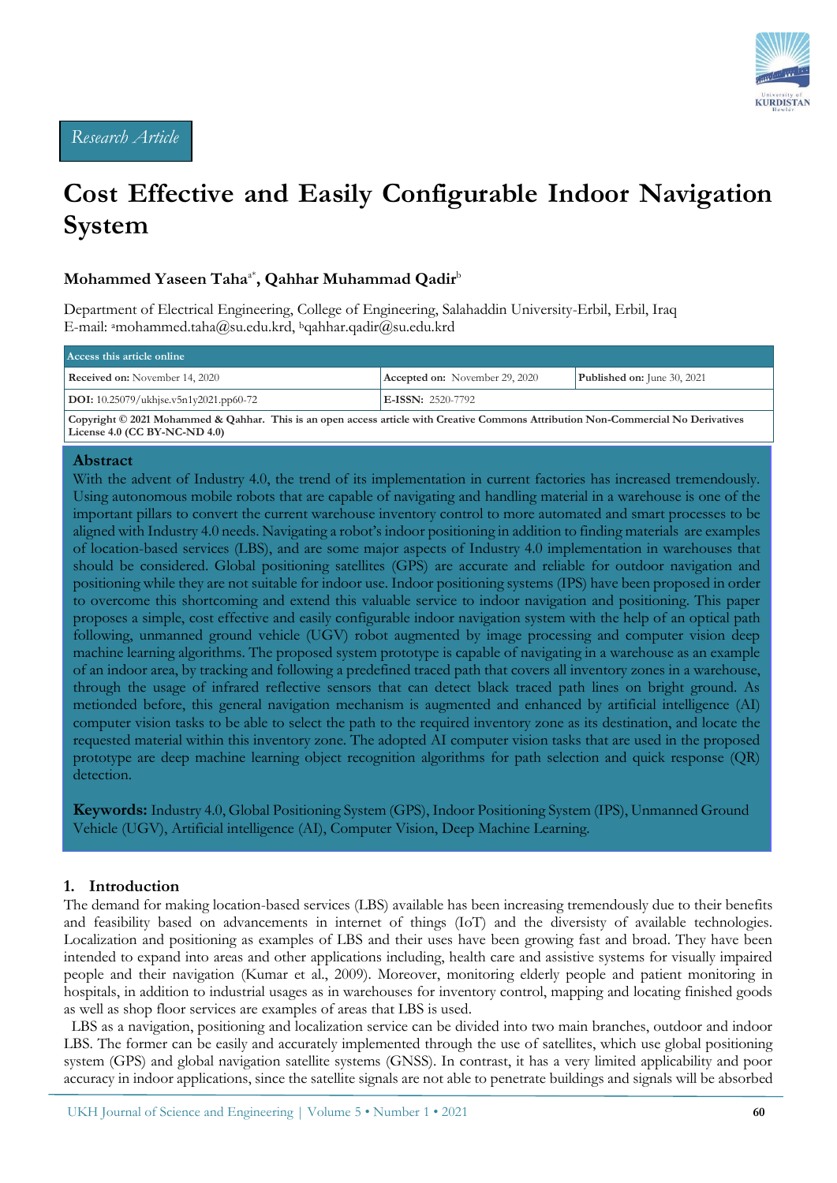*Research Article*

# Cost Effective and Easily Configurable Indoor Navigation System

**Mohammed Yaseen Taha[a*], Qahhar Muhammad Qadir[b]**

Department of Electrical Engineering, College of Engineering, Salahaddin University-Erbil, Erbil, Iraq
E-mail: [a]mohammed.taha@su.edu.krd, [b]qahhar.qadir@su.edu.krd

| Access this article online | | |
|---|---|---|
| **Received on:** November 14, 2020 | **Accepted on:** November 29, 2020 | **Published on:** June 30, 2021 |
| **DOI:** 10.25079/ukhjse.v5n1y2021.pp60-72 | **E-ISSN:** 2520-7792 | |
| **Copyright © 2021 Mohammed & Qahhar. This is an open access article with Creative Commons Attribution Non-Commercial No Derivatives License 4.0 (CC BY-NC-ND 4.0)** | | |

## Abstract

With the advent of Industry 4.0, the trend of its implementation in current factories has increased tremendously. Using autonomous mobile robots that are capable of navigating and handling material in a warehouse is one of the important pillars to convert the current warehouse inventory control to more automated and smart processes to be aligned with Industry 4.0 needs. Navigating a robot's indoor positioning in addition to finding materials are examples of location-based services (LBS), and are some major aspects of Industry 4.0 implementation in warehouses that should be considered. Global positioning satellites (GPS) are accurate and reliable for outdoor navigation and positioning while they are not suitable for indoor use. Indoor positioning systems (IPS) have been proposed in order to overcome this shortcoming and extend this valuable service to indoor navigation and positioning. This paper proposes a simple, cost effective and easily configurable indoor navigation system with the help of an optical path following, unmanned ground vehicle (UGV) robot augmented by image processing and computer vision deep machine learning algorithms. The proposed system prototype is capable of navigating in a warehouse as an example of an indoor area, by tracking and following a predefined traced path that covers all inventory zones in a warehouse, through the usage of infrared reflective sensors that can detect black traced path lines on bright ground. As metionded before, this general navigation mechanism is augmented and enhanced by artificial intelligence (AI) computer vision tasks to be able to select the path to the required inventory zone as its destination, and locate the requested material within this inventory zone. The adopted AI computer vision tasks that are used in the proposed prototype are deep machine learning object recognition algorithms for path selection and quick response (QR) detection.

**Keywords:** Industry 4.0, Global Positioning System (GPS), Indoor Positioning System (IPS), Unmanned Ground Vehicle (UGV), Artificial intelligence (AI), Computer Vision, Deep Machine Learning.

## 1. Introduction

The demand for making location-based services (LBS) available has been increasing tremendously due to their benefits and feasibility based on advancements in internet of things (IoT) and the diversity of available technologies. Localization and positioning as examples of LBS and their uses have been growing fast and broad. They have been intended to expand into areas and other applications including, health care and assistive systems for visually impaired people and their navigation (Kumar et al., 2009). Moreover, monitoring elderly people and patient monitoring in hospitals, in addition to industrial usages as in warehouses for inventory control, mapping and locating finished goods as well as shop floor services are examples of areas that LBS is used.

LBS as a navigation, positioning and localization service can be divided into two main branches, outdoor and indoor LBS. The former can be easily and accurately implemented through the use of satellites, which use global positioning system (GPS) and global navigation satellite systems (GNSS). In contrast, it has a very limited applicability and poor accuracy in indoor applications, since the satellite signals are not able to penetrate buildings and signals will be absorbed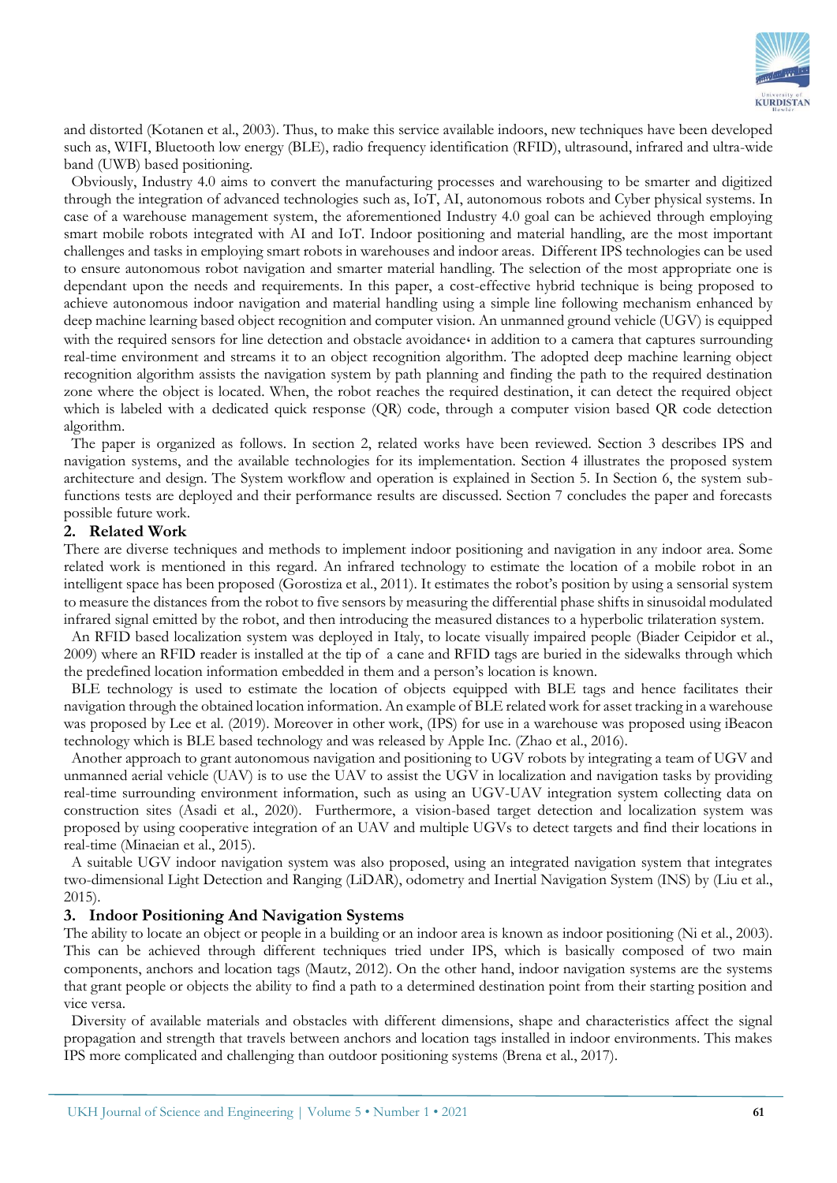and distorted (Kotanen et al., 2003). Thus, to make this service available indoors, new techniques have been developed such as, WIFI, Bluetooth low energy (BLE), radio frequency identification (RFID), ultrasound, infrared and ultra-wide band (UWB) based positioning.

Obviously, Industry 4.0 aims to convert the manufacturing processes and warehousing to be smarter and digitized through the integration of advanced technologies such as, IoT, AI, autonomous robots and Cyber physical systems. In case of a warehouse management system, the aforementioned Industry 4.0 goal can be achieved through employing smart mobile robots integrated with AI and IoT. Indoor positioning and material handling, are the most important challenges and tasks in employing smart robots in warehouses and indoor areas. Different IPS technologies can be used to ensure autonomous robot navigation and smarter material handling. The selection of the most appropriate one is dependant upon the needs and requirements. In this paper, a cost-effective hybrid technique is being proposed to achieve autonomous indoor navigation and material handling using a simple line following mechanism enhanced by deep machine learning based object recognition and computer vision. An unmanned ground vehicle (UGV) is equipped with the required sensors for line detection and obstacle avoidance، in addition to a camera that captures surrounding real-time environment and streams it to an object recognition algorithm. The adopted deep machine learning object recognition algorithm assists the navigation system by path planning and finding the path to the required destination zone where the object is located. When, the robot reaches the required destination, it can detect the required object which is labeled with a dedicated quick response (QR) code, through a computer vision based QR code detection algorithm.

The paper is organized as follows. In section 2, related works have been reviewed. Section 3 describes IPS and navigation systems, and the available technologies for its implementation. Section 4 illustrates the proposed system architecture and design. The System workflow and operation is explained in Section 5. In Section 6, the system sub-functions tests are deployed and their performance results are discussed. Section 7 concludes the paper and forecasts possible future work.

## 2. Related Work

There are diverse techniques and methods to implement indoor positioning and navigation in any indoor area. Some related work is mentioned in this regard. An infrared technology to estimate the location of a mobile robot in an intelligent space has been proposed (Gorostiza et al., 2011). It estimates the robot's position by using a sensorial system to measure the distances from the robot to five sensors by measuring the differential phase shifts in sinusoidal modulated infrared signal emitted by the robot, and then introducing the measured distances to a hyperbolic trilateration system.

An RFID based localization system was deployed in Italy, to locate visually impaired people (Biader Ceipidor et al., 2009) where an RFID reader is installed at the tip of a cane and RFID tags are buried in the sidewalks through which the predefined location information embedded in them and a person's location is known.

BLE technology is used to estimate the location of objects equipped with BLE tags and hence facilitates their navigation through the obtained location information. An example of BLE related work for asset tracking in a warehouse was proposed by Lee et al. (2019). Moreover in other work, (IPS) for use in a warehouse was proposed using iBeacon technology which is BLE based technology and was released by Apple Inc. (Zhao et al., 2016).

Another approach to grant autonomous navigation and positioning to UGV robots by integrating a team of UGV and unmanned aerial vehicle (UAV) is to use the UAV to assist the UGV in localization and navigation tasks by providing real-time surrounding environment information, such as using an UGV-UAV integration system collecting data on construction sites (Asadi et al., 2020). Furthermore, a vision-based target detection and localization system was proposed by using cooperative integration of an UAV and multiple UGVs to detect targets and find their locations in real-time (Minaeian et al., 2015).

A suitable UGV indoor navigation system was also proposed, using an integrated navigation system that integrates two-dimensional Light Detection and Ranging (LiDAR), odometry and Inertial Navigation System (INS) by (Liu et al., 2015).

## 3. Indoor Positioning And Navigation Systems

The ability to locate an object or people in a building or an indoor area is known as indoor positioning (Ni et al., 2003). This can be achieved through different techniques tried under IPS, which is basically composed of two main components, anchors and location tags (Mautz, 2012). On the other hand, indoor navigation systems are the systems that grant people or objects the ability to find a path to a determined destination point from their starting position and vice versa.

Diversity of available materials and obstacles with different dimensions, shape and characteristics affect the signal propagation and strength that travels between anchors and location tags installed in indoor environments. This makes IPS more complicated and challenging than outdoor positioning systems (Brena et al., 2017).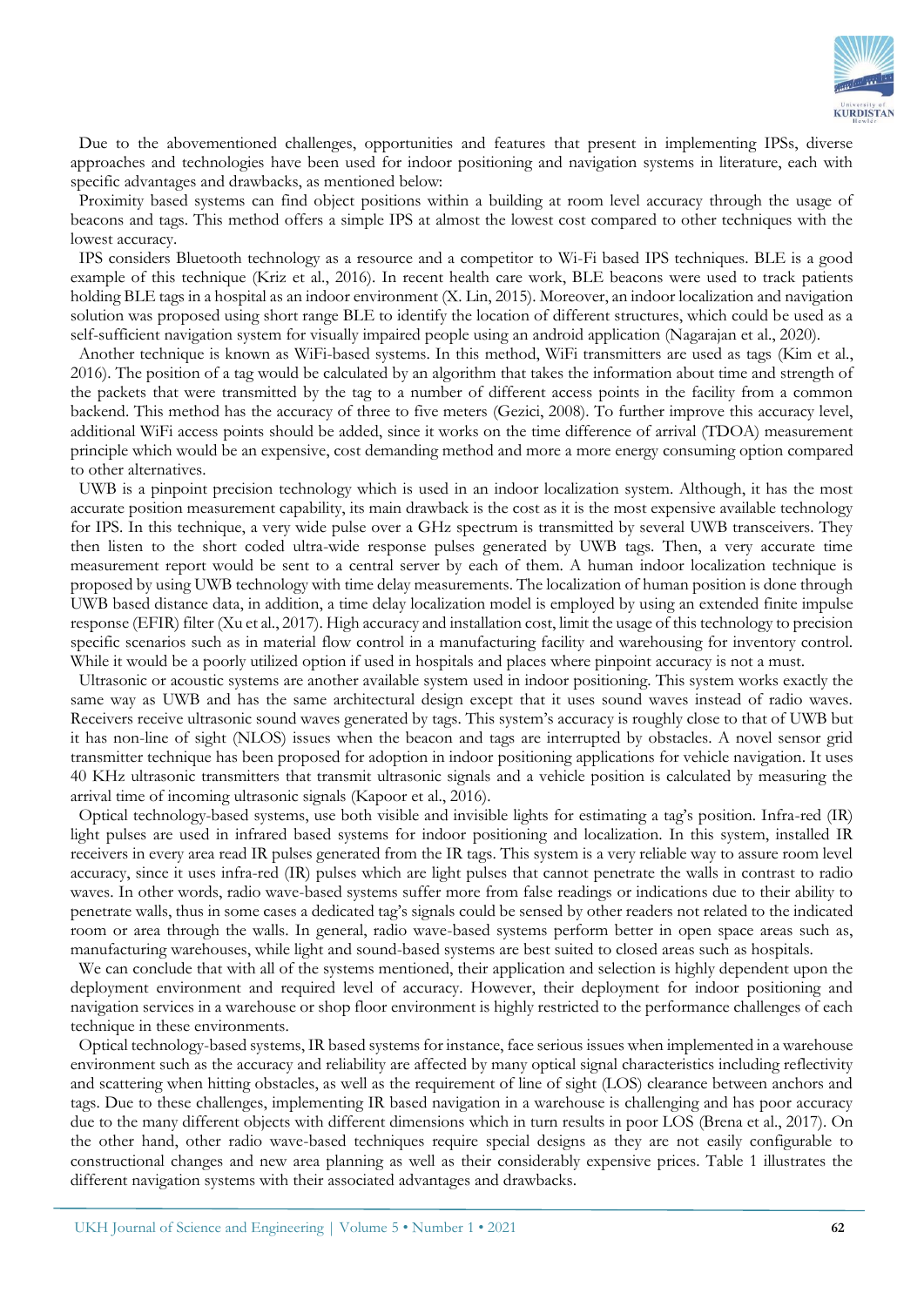Due to the abovementioned challenges, opportunities and features that present in implementing IPSs, diverse approaches and technologies have been used for indoor positioning and navigation systems in literature, each with specific advantages and drawbacks, as mentioned below:

Proximity based systems can find object positions within a building at room level accuracy through the usage of beacons and tags. This method offers a simple IPS at almost the lowest cost compared to other techniques with the lowest accuracy.

IPS considers Bluetooth technology as a resource and a competitor to Wi-Fi based IPS techniques. BLE is a good example of this technique (Kriz et al., 2016). In recent health care work, BLE beacons were used to track patients holding BLE tags in a hospital as an indoor environment (X. Lin, 2015). Moreover, an indoor localization and navigation solution was proposed using short range BLE to identify the location of different structures, which could be used as a self-sufficient navigation system for visually impaired people using an android application (Nagarajan et al., 2020).

Another technique is known as WiFi-based systems. In this method, WiFi transmitters are used as tags (Kim et al., 2016). The position of a tag would be calculated by an algorithm that takes the information about time and strength of the packets that were transmitted by the tag to a number of different access points in the facility from a common backend. This method has the accuracy of three to five meters (Gezici, 2008). To further improve this accuracy level, additional WiFi access points should be added, since it works on the time difference of arrival (TDOA) measurement principle which would be an expensive, cost demanding method and more a more energy consuming option compared to other alternatives.

UWB is a pinpoint precision technology which is used in an indoor localization system. Although, it has the most accurate position measurement capability, its main drawback is the cost as it is the most expensive available technology for IPS. In this technique, a very wide pulse over a GHz spectrum is transmitted by several UWB transceivers. They then listen to the short coded ultra-wide response pulses generated by UWB tags. Then, a very accurate time measurement report would be sent to a central server by each of them. A human indoor localization technique is proposed by using UWB technology with time delay measurements. The localization of human position is done through UWB based distance data, in addition, a time delay localization model is employed by using an extended finite impulse response (EFIR) filter (Xu et al., 2017). High accuracy and installation cost, limit the usage of this technology to precision specific scenarios such as in material flow control in a manufacturing facility and warehousing for inventory control. While it would be a poorly utilized option if used in hospitals and places where pinpoint accuracy is not a must.

Ultrasonic or acoustic systems are another available system used in indoor positioning. This system works exactly the same way as UWB and has the same architectural design except that it uses sound waves instead of radio waves. Receivers receive ultrasonic sound waves generated by tags. This system's accuracy is roughly close to that of UWB but it has non-line of sight (NLOS) issues when the beacon and tags are interrupted by obstacles. A novel sensor grid transmitter technique has been proposed for adoption in indoor positioning applications for vehicle navigation. It uses 40 KHz ultrasonic transmitters that transmit ultrasonic signals and a vehicle position is calculated by measuring the arrival time of incoming ultrasonic signals (Kapoor et al., 2016).

Optical technology-based systems, use both visible and invisible lights for estimating a tag's position. Infra-red (IR) light pulses are used in infrared based systems for indoor positioning and localization. In this system, installed IR receivers in every area read IR pulses generated from the IR tags. This system is a very reliable way to assure room level accuracy, since it uses infra-red (IR) pulses which are light pulses that cannot penetrate the walls in contrast to radio waves. In other words, radio wave-based systems suffer more from false readings or indications due to their ability to penetrate walls, thus in some cases a dedicated tag's signals could be sensed by other readers not related to the indicated room or area through the walls. In general, radio wave-based systems perform better in open space areas such as, manufacturing warehouses, while light and sound-based systems are best suited to closed areas such as hospitals.

We can conclude that with all of the systems mentioned, their application and selection is highly dependent upon the deployment environment and required level of accuracy. However, their deployment for indoor positioning and navigation services in a warehouse or shop floor environment is highly restricted to the performance challenges of each technique in these environments.

Optical technology-based systems, IR based systems for instance, face serious issues when implemented in a warehouse environment such as the accuracy and reliability are affected by many optical signal characteristics including reflectivity and scattering when hitting obstacles, as well as the requirement of line of sight (LOS) clearance between anchors and tags. Due to these challenges, implementing IR based navigation in a warehouse is challenging and has poor accuracy due to the many different objects with different dimensions which in turn results in poor LOS (Brena et al., 2017). On the other hand, other radio wave-based techniques require special designs as they are not easily configurable to constructional changes and new area planning as well as their considerably expensive prices. Table 1 illustrates the different navigation systems with their associated advantages and drawbacks.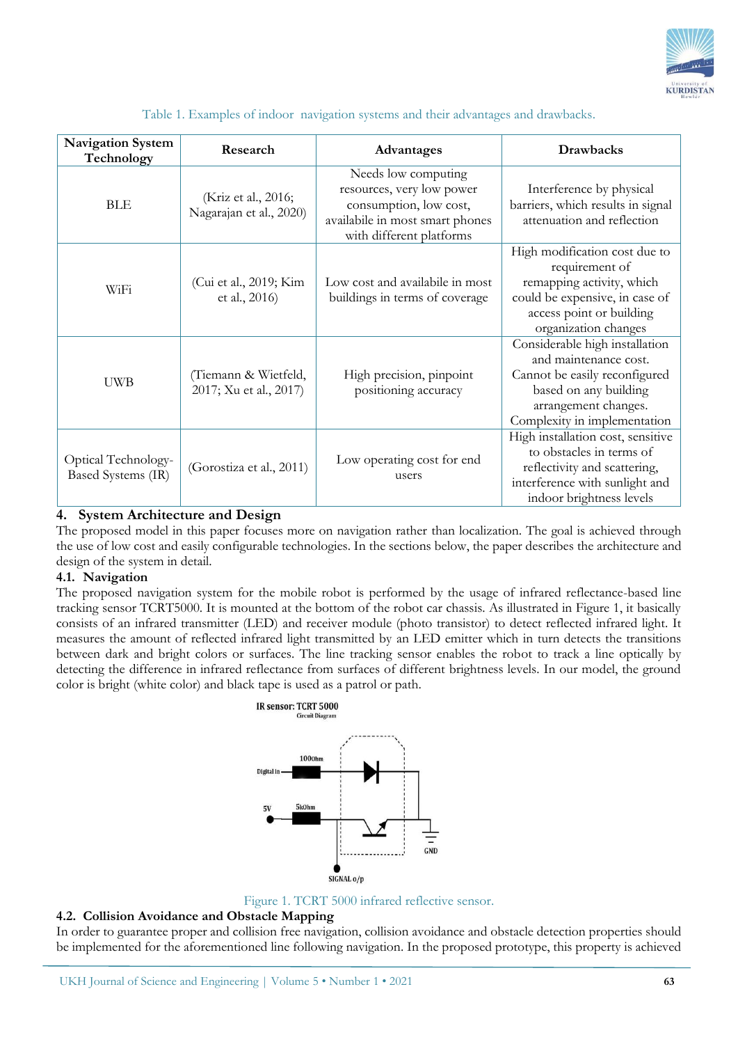Table 1. Examples of indoor navigation systems and their advantages and drawbacks.

| Navigation System Technology | Research | Advantages | Drawbacks |
|---|---|---|---|
| BLE | (Kriz et al., 2016; Nagarajan et al., 2020) | Needs low computing resources, very low power consumption, low cost, availabile in most smart phones with different platforms | Interference by physical barriers, which results in signal attenuation and reflection |
| WiFi | (Cui et al., 2019; Kim et al., 2016) | Low cost and availabile in most buildings in terms of coverage | High modification cost due to requirement of remapping activity, which could be expensive, in case of access point or building organization changes |
| UWB | (Tiemann & Wietfeld, 2017; Xu et al., 2017) | High precision, pinpoint positioning accuracy | Considerable high installation and maintenance cost. Cannot be easily reconfigured based on any building arrangement changes. Complexity in implementation |
| Optical Technology-Based Systems (IR) | (Gorostiza et al., 2011) | Low operating cost for end users | High installation cost, sensitive to obstacles in terms of reflectivity and scattering, interference with sunlight and indoor brightness levels |

## 4. System Architecture and Design

The proposed model in this paper focuses more on navigation rather than localization. The goal is achieved through the use of low cost and easily configurable technologies. In the sections below, the paper describes the architecture and design of the system in detail.

### 4.1. Navigation

The proposed navigation system for the mobile robot is performed by the usage of infrared reflectance-based line tracking sensor TCRT5000. It is mounted at the bottom of the robot car chassis. As illustrated in Figure 1, it basically consists of an infrared transmitter (LED) and receiver module (photo transistor) to detect reflected infrared light. It measures the amount of reflected infrared light transmitted by an LED emitter which in turn detects the transitions between dark and bright colors or surfaces. The line tracking sensor enables the robot to track a line optically by detecting the difference in infrared reflectance from surfaces of different brightness levels. In our model, the ground color is bright (white color) and black tape is used as a patrol or path.

IR sensor: TCRT 5000
Circuit Diagram

Digital in, 100Ohm, 5V, 5kOhm, GND, SIGNAL o/p

Figure 1. TCRT 5000 infrared reflective sensor.

### 4.2. Collision Avoidance and Obstacle Mapping

In order to guarantee proper and collision free navigation, collision avoidance and obstacle detection properties should be implemented for the aforementioned line following navigation. In the proposed prototype, this property is achieved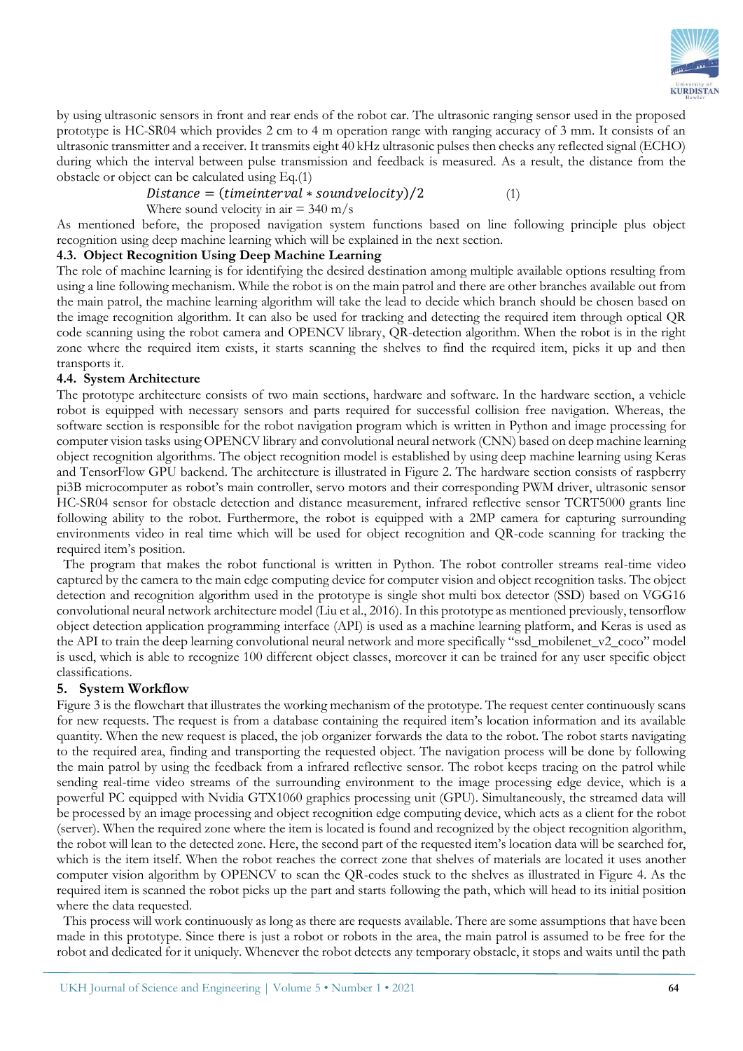by using ultrasonic sensors in front and rear ends of the robot car. The ultrasonic ranging sensor used in the proposed prototype is HC-SR04 which provides 2 cm to 4 m operation range with ranging accuracy of 3 mm. It consists of an ultrasonic transmitter and a receiver. It transmits eight 40 kHz ultrasonic pulses then checks any reflected signal (ECHO) during which the interval between pulse transmission and feedback is measured. As a result, the distance from the obstacle or object can be calculated using Eq.(1)

$$Distance = (timeinterval * soundvelocity)/2 \quad (1)$$

Where sound velocity in air = 340 m/s

As mentioned before, the proposed navigation system functions based on line following principle plus object recognition using deep machine learning which will be explained in the next section.

### 4.3. Object Recognition Using Deep Machine Learning

The role of machine learning is for identifying the desired destination among multiple available options resulting from using a line following mechanism. While the robot is on the main patrol and there are other branches available out from the main patrol, the machine learning algorithm will take the lead to decide which branch should be chosen based on the image recognition algorithm. It can also be used for tracking and detecting the required item through optical QR code scanning using the robot camera and OPENCV library, QR-detection algorithm. When the robot is in the right zone where the required item exists, it starts scanning the shelves to find the required item, picks it up and then transports it.

### 4.4. System Architecture

The prototype architecture consists of two main sections, hardware and software. In the hardware section, a vehicle robot is equipped with necessary sensors and parts required for successful collision free navigation. Whereas, the software section is responsible for the robot navigation program which is written in Python and image processing for computer vision tasks using OPENCV library and convolutional neural network (CNN) based on deep machine learning object recognition algorithms. The object recognition model is established by using deep machine learning using Keras and TensorFlow GPU backend. The architecture is illustrated in Figure 2. The hardware section consists of raspberry pi3B microcomputer as robot's main controller, servo motors and their corresponding PWM driver, ultrasonic sensor HC-SR04 sensor for obstacle detection and distance measurement, infrared reflective sensor TCRT5000 grants line following ability to the robot. Furthermore, the robot is equipped with a 2MP camera for capturing surrounding environments video in real time which will be used for object recognition and QR-code scanning for tracking the required item's position.

The program that makes the robot functional is written in Python. The robot controller streams real-time video captured by the camera to the main edge computing device for computer vision and object recognition tasks. The object detection and recognition algorithm used in the prototype is single shot multi box detector (SSD) based on VGG16 convolutional neural network architecture model (Liu et al., 2016). In this prototype as mentioned previously, tensorflow object detection application programming interface (API) is used as a machine learning platform, and Keras is used as the API to train the deep learning convolutional neural network and more specifically "ssd_mobilenet_v2_coco" model is used, which is able to recognize 100 different object classes, moreover it can be trained for any user specific object classifications.

## 5. System Workflow

Figure 3 is the flowchart that illustrates the working mechanism of the prototype. The request center continuously scans for new requests. The request is from a database containing the required item's location information and its available quantity. When the new request is placed, the job organizer forwards the data to the robot. The robot starts navigating to the required area, finding and transporting the requested object. The navigation process will be done by following the main patrol by using the feedback from a infrared reflective sensor. The robot keeps tracing on the patrol while sending real-time video streams of the surrounding environment to the image processing edge device, which is a powerful PC equipped with Nvidia GTX1060 graphics processing unit (GPU). Simultaneously, the streamed data will be processed by an image processing and object recognition edge computing device, which acts as a client for the robot (server). When the required zone where the item is located is found and recognized by the object recognition algorithm, the robot will lean to the detected zone. Here, the second part of the requested item's location data will be searched for, which is the item itself. When the robot reaches the correct zone that shelves of materials are located it uses another computer vision algorithm by OPENCV to scan the QR-codes stuck to the shelves as illustrated in Figure 4. As the required item is scanned the robot picks up the part and starts following the path, which will head to its initial position where the data requested.

This process will work continuously as long as there are requests available. There are some assumptions that have been made in this prototype. Since there is just a robot or robots in the area, the main patrol is assumed to be free for the robot and dedicated for it uniquely. Whenever the robot detects any temporary obstacle, it stops and waits until the path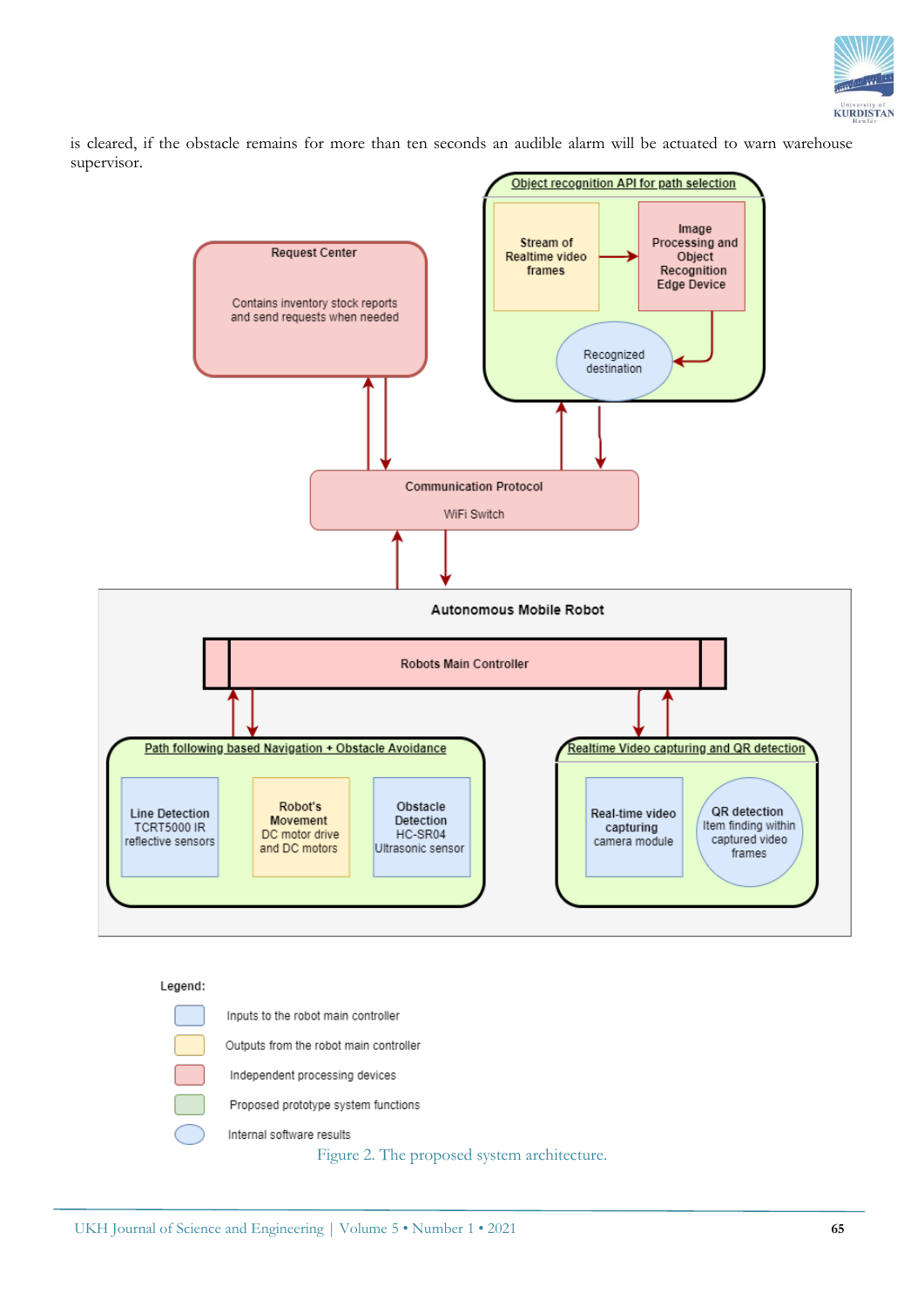is cleared, if the obstacle remains for more than ten seconds an audible alarm will be actuated to warn warehouse supervisor.

Object recognition API for path selection

Stream of Realtime video frames

Image Processing and Object Recognition Edge Device

Recognized destination

Request Center

Contains inventory stock reports and send requests when needed

Communication Protocol

WiFi Switch

Autonomous Mobile Robot

Robots Main Controller

Path following based Navigation + Obstacle Avoidance

Line Detection TCRT5000 IR reflective sensors

Robot's Movement DC motor drive and DC motors

Obstacle Detection HC-SR04 Ultrasonic sensor

Realtime Video capturing and QR detection

Real-time video capturing camera module

QR detection Item finding within captured video frames

Legend:

- Inputs to the robot main controller
- Outputs from the robot main controller
- Independent processing devices
- Proposed prototype system functions
- Internal software results

Figure 2. The proposed system architecture.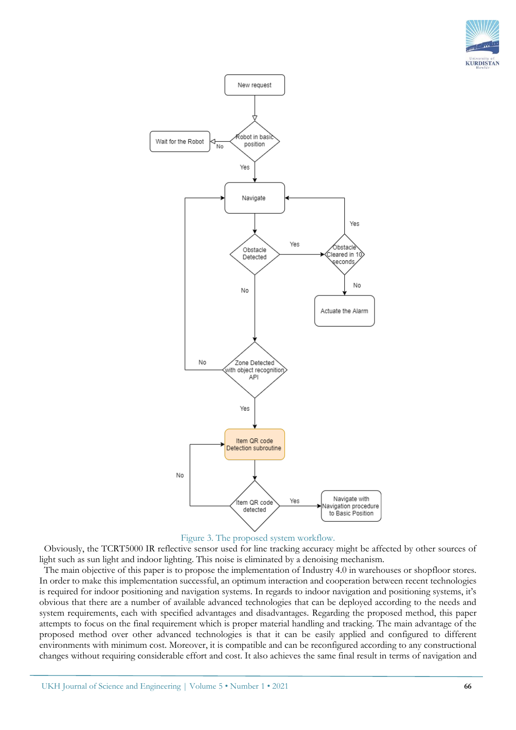Figure 3. The proposed system workflow.

Obviously, the TCRT5000 IR reflective sensor used for line tracking accuracy might be affected by other sources of light such as sun light and indoor lighting. This noise is eliminated by a denoising mechanism.

The main objective of this paper is to propose the implementation of Industry 4.0 in warehouses or shopfloor stores. In order to make this implementation successful, an optimum interaction and cooperation between recent technologies is required for indoor positioning and navigation systems. In regards to indoor navigation and positioning systems, it's obvious that there are a number of available advanced technologies that can be deployed according to the needs and system requirements, each with specified advantages and disadvantages. Regarding the proposed method, this paper attempts to focus on the final requirement which is proper material handling and tracking. The main advantage of the proposed method over other advanced technologies is that it can be easily applied and configured to different environments with minimum cost. Moreover, it is compatible and can be reconfigured according to any constructional changes without requiring considerable effort and cost. It also achieves the same final result in terms of navigation and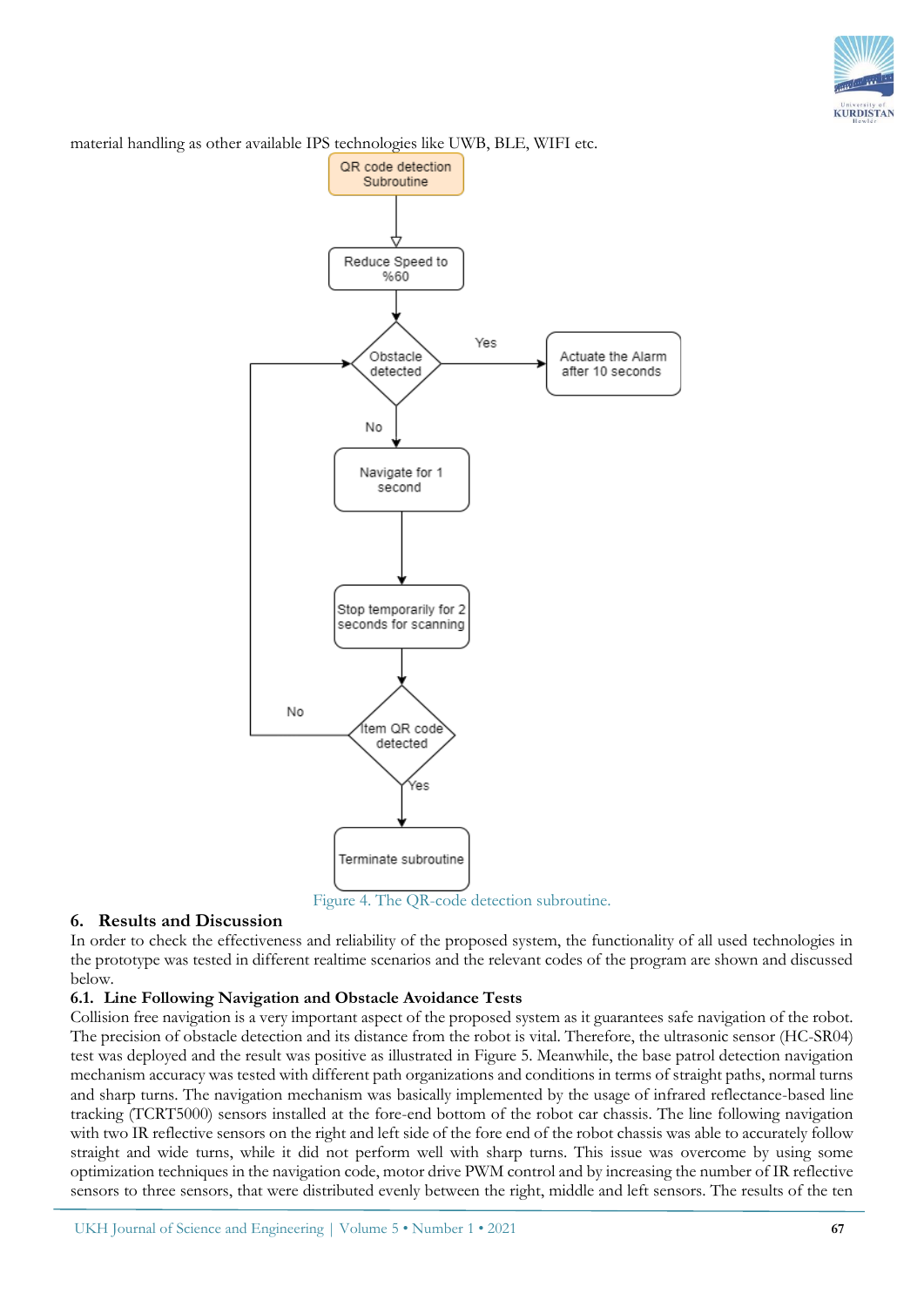material handling as other available IPS technologies like UWB, BLE, WIFI etc.

Figure 4. The QR-code detection subroutine.

## 6. Results and Discussion

In order to check the effectiveness and reliability of the proposed system, the functionality of all used technologies in the prototype was tested in different realtime scenarios and the relevant codes of the program are shown and discussed below.

### 6.1. Line Following Navigation and Obstacle Avoidance Tests

Collision free navigation is a very important aspect of the proposed system as it guarantees safe navigation of the robot. The precision of obstacle detection and its distance from the robot is vital. Therefore, the ultrasonic sensor (HC-SR04) test was deployed and the result was positive as illustrated in Figure 5. Meanwhile, the base patrol detection navigation mechanism accuracy was tested with different path organizations and conditions in terms of straight paths, normal turns and sharp turns. The navigation mechanism was basically implemented by the usage of infrared reflectance-based line tracking (TCRT5000) sensors installed at the fore-end bottom of the robot car chassis. The line following navigation with two IR reflective sensors on the right and left side of the fore end of the robot chassis was able to accurately follow straight and wide turns, while it did not perform well with sharp turns. This issue was overcome by using some optimization techniques in the navigation code, motor drive PWM control and by increasing the number of IR reflective sensors to three sensors, that were distributed evenly between the right, middle and left sensors. The results of the ten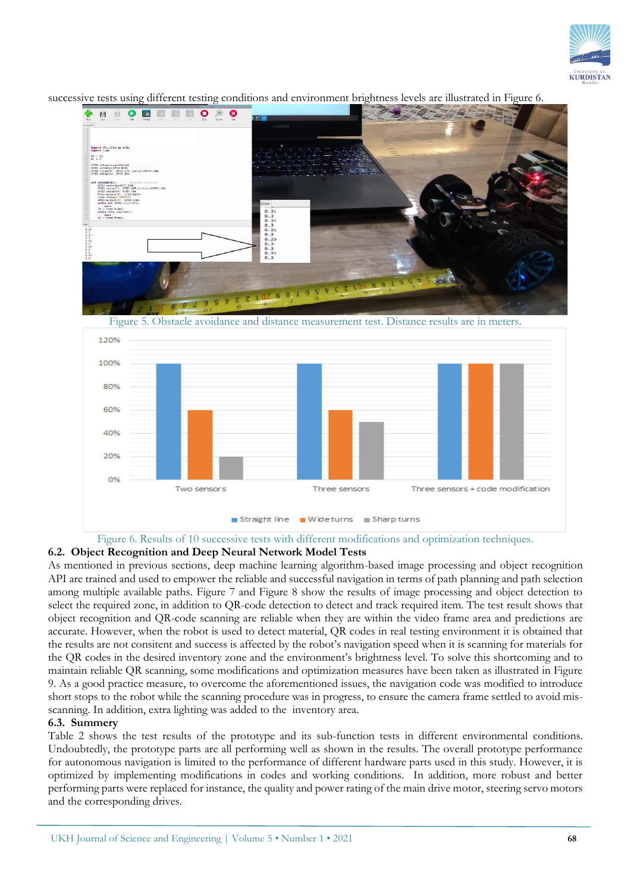successive tests using different testing conditions and environment brightness levels are illustrated in Figure 6.

Figure 5. Obstacle avoidance and distance measurement test. Distance results are in meters.

Figure 6. Results of 10 successive tests with different modifications and optimization techniques.

## 6.2. Object Recognition and Deep Neural Network Model Tests

As mentioned in previous sections, deep machine learning algorithm-based image processing and object recognition API are trained and used to empower the reliable and successful navigation in terms of path planning and path selection among multiple available paths. Figure 7 and Figure 8 show the results of image processing and object detection to select the required zone, in addition to QR-code detection to detect and track required item. The test result shows that object recognition and QR-code scanning are reliable when they are within the video frame area and predictions are accurate. However, when the robot is used to detect material, QR codes in real testing environment it is obtained that the results are not consitent and success is affected by the robot's navigation speed when it is scanning for materials for the QR codes in the desired inventory zone and the environment's brightness level. To solve this shortcoming and to maintain reliable QR scanning, some modifications and optimization measures have been taken as illustrated in Figure 9. As a good practice measure, to overcome the aforementioned issues, the navigation code was modified to introduce short stops to the robot while the scanning procedure was in progress, to ensure the camera frame settled to avoid mis-scanning. In addition, extra lighting was added to the inventory area.

## 6.3. Summery

Table 2 shows the test results of the prototype and its sub-function tests in different environmental conditions. Undoubtedly, the prototype parts are all performing well as shown in the results. The overall prototype performance for autonomous navigation is limited to the performance of different hardware parts used in this study. However, it is optimized by implementing modifications in codes and working conditions. In addition, more robust and better performing parts were replaced for instance, the quality and power rating of the main drive motor, steering servo motors and the corresponding drives.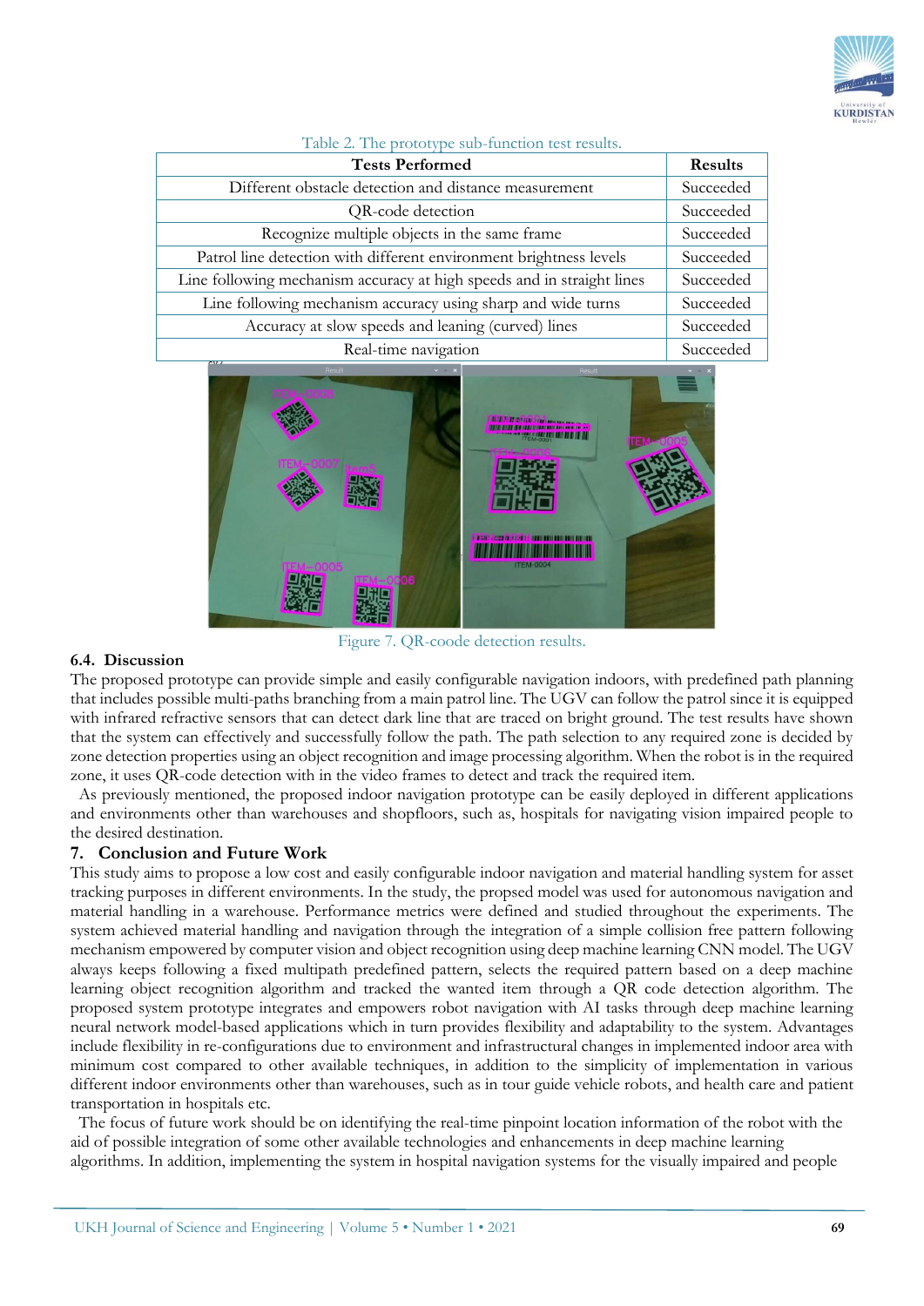Table 2. The prototype sub-function test results.

| Tests Performed | Results |
|---|---|
| Different obstacle detection and distance measurement | Succeeded |
| QR-code detection | Succeeded |
| Recognize multiple objects in the same frame | Succeeded |
| Patrol line detection with different environment brightness levels | Succeeded |
| Line following mechanism accuracy at high speeds and in straight lines | Succeeded |
| Line following mechanism accuracy using sharp and wide turns | Succeeded |
| Accuracy at slow speeds and leaning (curved) lines | Succeeded |
| Real-time navigation | Succeeded |

Figure 7. QR-coode detection results.

### 6.4. Discussion

The proposed prototype can provide simple and easily configurable navigation indoors, with predefined path planning that includes possible multi-paths branching from a main patrol line. The UGV can follow the patrol since it is equipped with infrared refractive sensors that can detect dark line that are traced on bright ground. The test results have shown that the system can effectively and successfully follow the path. The path selection to any required zone is decided by zone detection properties using an object recognition and image processing algorithm. When the robot is in the required zone, it uses QR-code detection with in the video frames to detect and track the required item.

As previously mentioned, the proposed indoor navigation prototype can be easily deployed in different applications and environments other than warehouses and shopfloors, such as, hospitals for navigating vision impaired people to the desired destination.

## 7. Conclusion and Future Work

This study aims to propose a low cost and easily configurable indoor navigation and material handling system for asset tracking purposes in different environments. In the study, the propsed model was used for autonomous navigation and material handling in a warehouse. Performance metrics were defined and studied throughout the experiments. The system achieved material handling and navigation through the integration of a simple collision free pattern following mechanism empowered by computer vision and object recognition using deep machine learning CNN model. The UGV always keeps following a fixed multipath predefined pattern, selects the required pattern based on a deep machine learning object recognition algorithm and tracked the wanted item through a QR code detection algorithm. The proposed system prototype integrates and empowers robot navigation with AI tasks through deep machine learning neural network model-based applications which in turn provides flexibility and adaptability to the system. Advantages include flexibility in re-configurations due to environment and infrastructural changes in implemented indoor area with minimum cost compared to other available techniques, in addition to the simplicity of implementation in various different indoor environments other than warehouses, such as in tour guide vehicle robots, and health care and patient transportation in hospitals etc.

The focus of future work should be on identifying the real-time pinpoint location information of the robot with the aid of possible integration of some other available technologies and enhancements in deep machine learning algorithms. In addition, implementing the system in hospital navigation systems for the visually impaired and people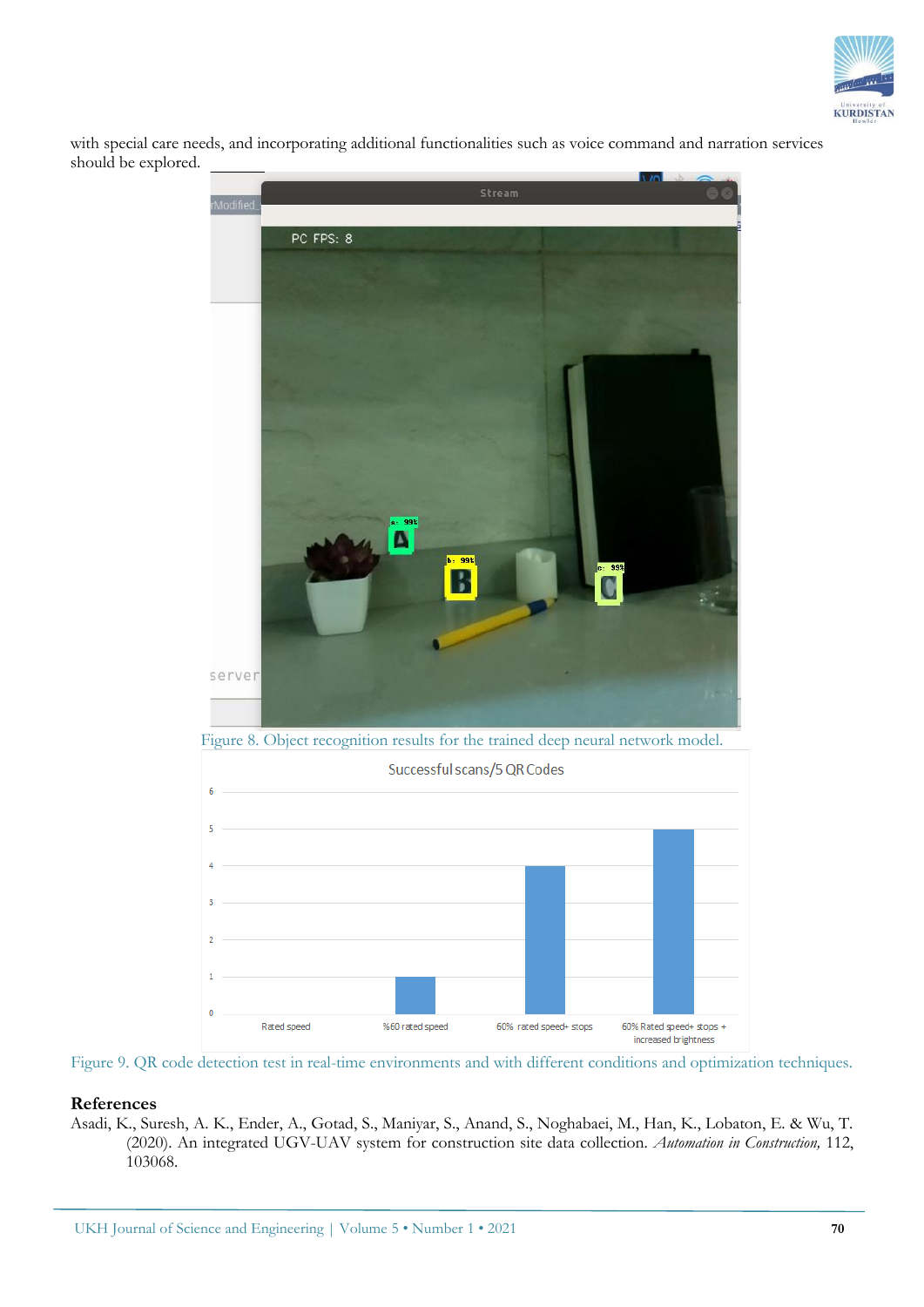with special care needs, and incorporating additional functionalities such as voice command and narration services should be explored.

Figure 8. Object recognition results for the trained deep neural network model.

Figure 9. QR code detection test in real-time environments and with different conditions and optimization techniques.

## References

Asadi, K., Suresh, A. K., Ender, A., Gotad, S., Maniyar, S., Anand, S., Noghabaei, M., Han, K., Lobaton, E. & Wu, T. (2020). An integrated UGV-UAV system for construction site data collection. *Automation in Construction,* 112, 103068.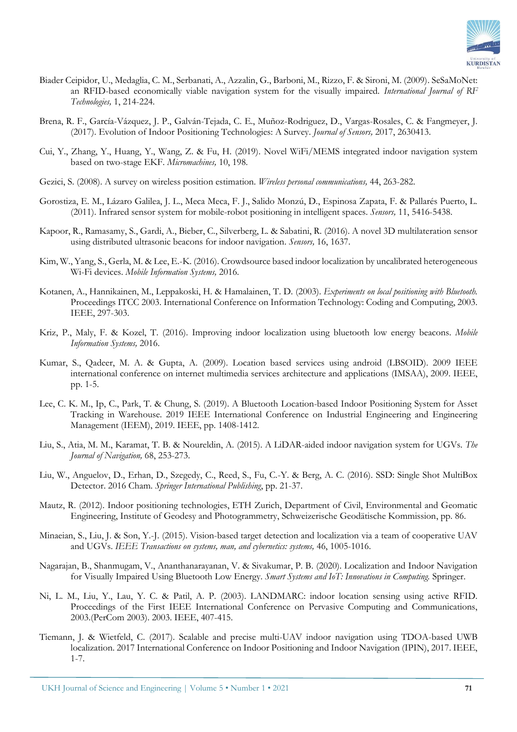Biader Ceipidor, U., Medaglia, C. M., Serbanati, A., Azzalin, G., Barboni, M., Rizzo, F. & Sironi, M. (2009). SeSaMoNet: an RFID-based economically viable navigation system for the visually impaired. *International Journal of RF Technologies,* 1, 214-224.

Brena, R. F., García-Vázquez, J. P., Galván-Tejada, C. E., Muñoz-Rodriguez, D., Vargas-Rosales, C. & Fangmeyer, J. (2017). Evolution of Indoor Positioning Technologies: A Survey. *Journal of Sensors,* 2017, 2630413.

Cui, Y., Zhang, Y., Huang, Y., Wang, Z. & Fu, H. (2019). Novel WiFi/MEMS integrated indoor navigation system based on two-stage EKF. *Micromachines,* 10, 198.

Gezici, S. (2008). A survey on wireless position estimation. *Wireless personal communications,* 44, 263-282.

Gorostiza, E. M., Lázaro Galilea, J. L., Meca Meca, F. J., Salido Monzú, D., Espinosa Zapata, F. & Pallarés Puerto, L. (2011). Infrared sensor system for mobile-robot positioning in intelligent spaces. *Sensors,* 11, 5416-5438.

Kapoor, R., Ramasamy, S., Gardi, A., Bieber, C., Silverberg, L. & Sabatini, R. (2016). A novel 3D multilateration sensor using distributed ultrasonic beacons for indoor navigation. *Sensors,* 16, 1637.

Kim, W., Yang, S., Gerla, M. & Lee, E.-K. (2016). Crowdsource based indoor localization by uncalibrated heterogeneous Wi-Fi devices. *Mobile Information Systems,* 2016.

Kotanen, A., Hannikainen, M., Leppakoski, H. & Hamalainen, T. D. (2003). *Experiments on local positioning with Bluetooth.* Proceedings ITCC 2003. International Conference on Information Technology: Coding and Computing, 2003. IEEE, 297-303.

Kriz, P., Maly, F. & Kozel, T. (2016). Improving indoor localization using bluetooth low energy beacons. *Mobile Information Systems,* 2016.

Kumar, S., Qadeer, M. A. & Gupta, A. (2009). Location based services using android (LBSOID). 2009 IEEE international conference on internet multimedia services architecture and applications (IMSAA), 2009. IEEE, pp. 1-5.

Lee, C. K. M., Ip, C., Park, T. & Chung, S. (2019). A Bluetooth Location-based Indoor Positioning System for Asset Tracking in Warehouse. 2019 IEEE International Conference on Industrial Engineering and Engineering Management (IEEM), 2019. IEEE, pp. 1408-1412.

Liu, S., Atia, M. M., Karamat, T. B. & Noureldin, A. (2015). A LiDAR-aided indoor navigation system for UGVs. *The Journal of Navigation,* 68, 253-273.

Liu, W., Anguelov, D., Erhan, D., Szegedy, C., Reed, S., Fu, C.-Y. & Berg, A. C. (2016). SSD: Single Shot MultiBox Detector. 2016 Cham. *Springer International Publishing*, pp. 21-37.

Mautz, R. (2012). Indoor positioning technologies, ETH Zurich, Department of Civil, Environmental and Geomatic Engineering, Institute of Geodesy and Photogrammetry, Schweizerische Geodätische Kommission, pp. 86.

Minaeian, S., Liu, J. & Son, Y.-J. (2015). Vision-based target detection and localization via a team of cooperative UAV and UGVs. *IEEE Transactions on systems, man, and cybernetics: systems,* 46, 1005-1016.

Nagarajan, B., Shanmugam, V., Ananthanarayanan, V. & Sivakumar, P. B. (2020). Localization and Indoor Navigation for Visually Impaired Using Bluetooth Low Energy. *Smart Systems and IoT: Innovations in Computing.* Springer.

Ni, L. M., Liu, Y., Lau, Y. C. & Patil, A. P. (2003). LANDMARC: indoor location sensing using active RFID. Proceedings of the First IEEE International Conference on Pervasive Computing and Communications, 2003.(PerCom 2003). 2003. IEEE, 407-415.

Tiemann, J. & Wietfeld, C. (2017). Scalable and precise multi-UAV indoor navigation using TDOA-based UWB localization. 2017 International Conference on Indoor Positioning and Indoor Navigation (IPIN), 2017. IEEE, 1-7.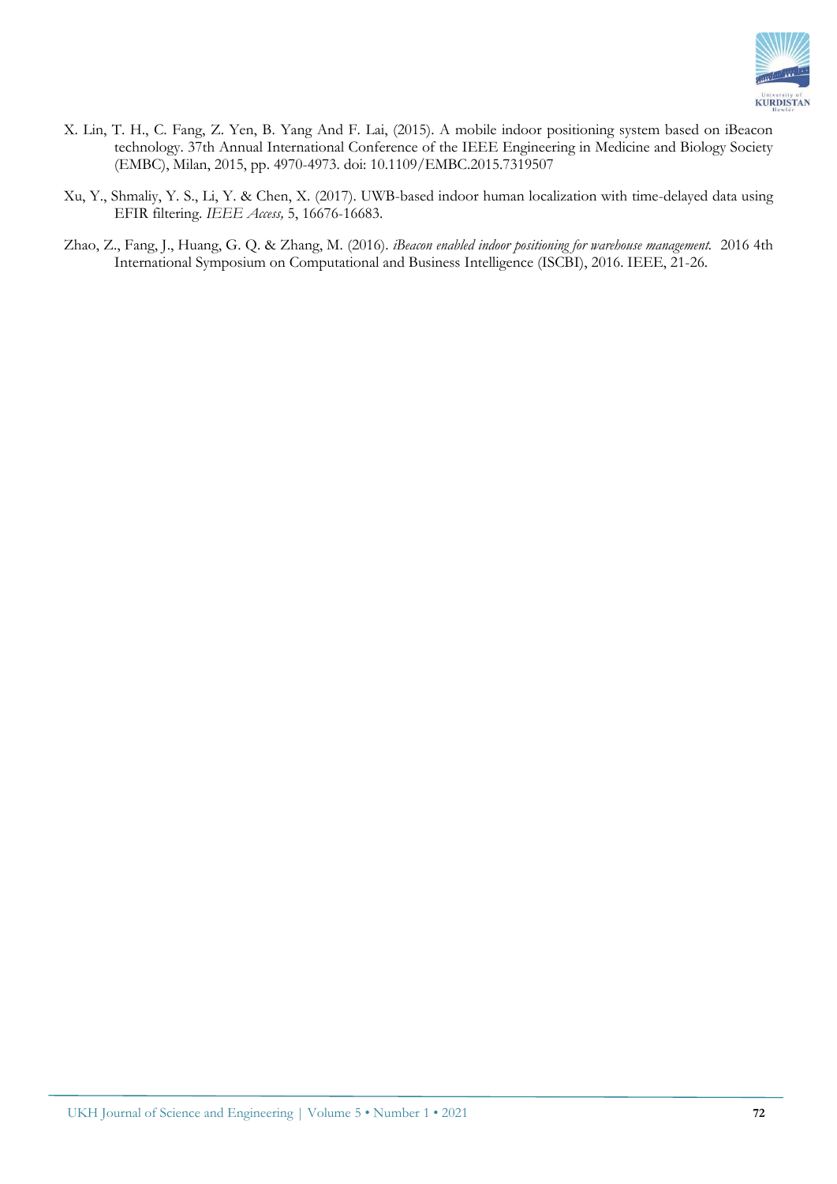X. Lin, T. H., C. Fang, Z. Yen, B. Yang And F. Lai, (2015). A mobile indoor positioning system based on iBeacon technology. 37th Annual International Conference of the IEEE Engineering in Medicine and Biology Society (EMBC), Milan, 2015, pp. 4970-4973. doi: 10.1109/EMBC.2015.7319507

Xu, Y., Shmaliy, Y. S., Li, Y. & Chen, X. (2017). UWB-based indoor human localization with time-delayed data using EFIR filtering. *IEEE Access,* 5, 16676-16683.

Zhao, Z., Fang, J., Huang, G. Q. & Zhang, M. (2016). *iBeacon enabled indoor positioning for warehouse management.* 2016 4th International Symposium on Computational and Business Intelligence (ISCBI), 2016. IEEE, 21-26.